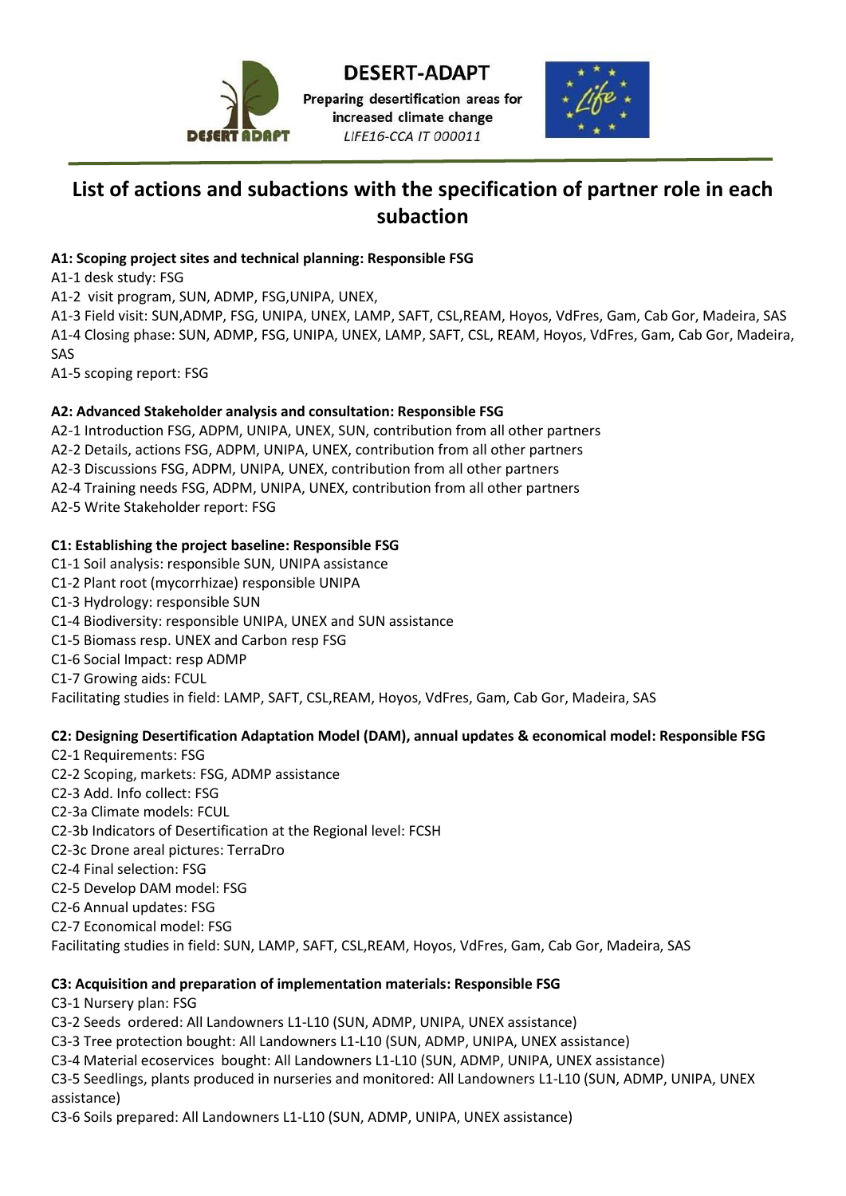DESERT-ADAPT

Preparing desertification areas for increased climate change

*LIFE16-CCA IT 000011*

# List of actions and subactions with the specification of partner role in each subaction

**A1: Scoping project sites and technical planning: Responsible FSG**

A1-1 desk study: FSG
A1-2 visit program, SUN, ADMP, FSG,UNIPA, UNEX,
A1-3 Field visit: SUN,ADMP, FSG, UNIPA, UNEX, LAMP, SAFT, CSL,REAM, Hoyos, VdFres, Gam, Cab Gor, Madeira, SAS
A1-4 Closing phase: SUN, ADMP, FSG, UNIPA, UNEX, LAMP, SAFT, CSL, REAM, Hoyos, VdFres, Gam, Cab Gor, Madeira, SAS
A1-5 scoping report: FSG

**A2: Advanced Stakeholder analysis and consultation: Responsible FSG**

A2-1 Introduction FSG, ADPM, UNIPA, UNEX, SUN, contribution from all other partners
A2-2 Details, actions FSG, ADPM, UNIPA, UNEX, contribution from all other partners
A2-3 Discussions FSG, ADPM, UNIPA, UNEX, contribution from all other partners
A2-4 Training needs FSG, ADPM, UNIPA, UNEX, contribution from all other partners
A2-5 Write Stakeholder report: FSG

**C1: Establishing the project baseline: Responsible FSG**

C1-1 Soil analysis: responsible SUN, UNIPA assistance
C1-2 Plant root (mycorrhizae) responsible UNIPA
C1-3 Hydrology: responsible SUN
C1-4 Biodiversity: responsible UNIPA, UNEX and SUN assistance
C1-5 Biomass resp. UNEX and Carbon resp FSG
C1-6 Social Impact: resp ADMP
C1-7 Growing aids: FCUL
Facilitating studies in field: LAMP, SAFT, CSL,REAM, Hoyos, VdFres, Gam, Cab Gor, Madeira, SAS

**C2: Designing Desertification Adaptation Model (DAM), annual updates & economical model: Responsible FSG**

C2-1 Requirements: FSG
C2-2 Scoping, markets: FSG, ADMP assistance
C2-3 Add. Info collect: FSG
C2-3a Climate models: FCUL
C2-3b Indicators of Desertification at the Regional level: FCSH
C2-3c Drone areal pictures: TerraDro
C2-4 Final selection: FSG
C2-5 Develop DAM model: FSG
C2-6 Annual updates: FSG
C2-7 Economical model: FSG
Facilitating studies in field: SUN, LAMP, SAFT, CSL,REAM, Hoyos, VdFres, Gam, Cab Gor, Madeira, SAS

**C3: Acquisition and preparation of implementation materials: Responsible FSG**

C3-1 Nursery plan: FSG
C3-2 Seeds ordered: All Landowners L1-L10 (SUN, ADMP, UNIPA, UNEX assistance)
C3-3 Tree protection bought: All Landowners L1-L10 (SUN, ADMP, UNIPA, UNEX assistance)
C3-4 Material ecoservices bought: All Landowners L1-L10 (SUN, ADMP, UNIPA, UNEX assistance)
C3-5 Seedlings, plants produced in nurseries and monitored: All Landowners L1-L10 (SUN, ADMP, UNIPA, UNEX assistance)
C3-6 Soils prepared: All Landowners L1-L10 (SUN, ADMP, UNIPA, UNEX assistance)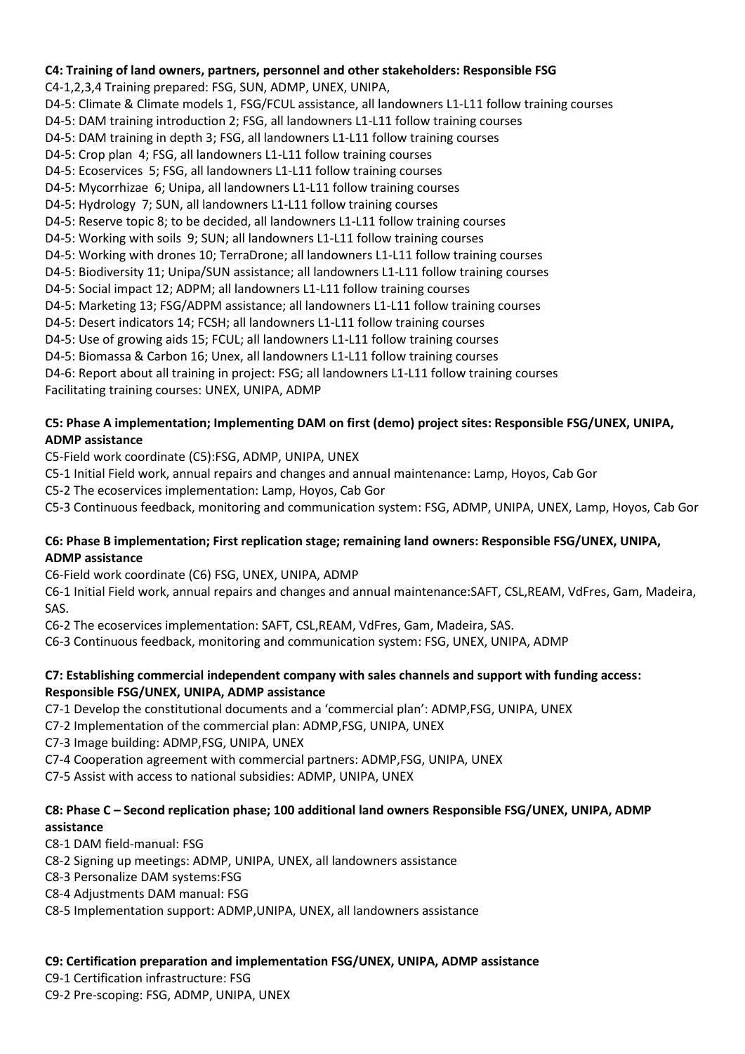**C4: Training of land owners, partners, personnel and other stakeholders: Responsible FSG**

C4-1,2,3,4 Training prepared: FSG, SUN, ADMP, UNEX, UNIPA,
D4-5: Climate & Climate models 1, FSG/FCUL assistance, all landowners L1-L11 follow training courses
D4-5: DAM training introduction 2; FSG, all landowners L1-L11 follow training courses
D4-5: DAM training in depth 3; FSG, all landowners L1-L11 follow training courses
D4-5: Crop plan 4; FSG, all landowners L1-L11 follow training courses
D4-5: Ecoservices 5; FSG, all landowners L1-L11 follow training courses
D4-5: Mycorrhizae 6; Unipa, all landowners L1-L11 follow training courses
D4-5: Hydrology 7; SUN, all landowners L1-L11 follow training courses
D4-5: Reserve topic 8; to be decided, all landowners L1-L11 follow training courses
D4-5: Working with soils 9; SUN; all landowners L1-L11 follow training courses
D4-5: Working with drones 10; TerraDrone; all landowners L1-L11 follow training courses
D4-5: Biodiversity 11; Unipa/SUN assistance; all landowners L1-L11 follow training courses
D4-5: Social impact 12; ADPM; all landowners L1-L11 follow training courses
D4-5: Marketing 13; FSG/ADPM assistance; all landowners L1-L11 follow training courses
D4-5: Desert indicators 14; FCSH; all landowners L1-L11 follow training courses
D4-5: Use of growing aids 15; FCUL; all landowners L1-L11 follow training courses
D4-5: Biomass & Carbon 16; Unex, all landowners L1-L11 follow training courses
D4-6: Report about all training in project: FSG; all landowners L1-L11 follow training courses
Facilitating training courses: UNEX, UNIPA, ADMP

**C5: Phase A implementation; Implementing DAM on first (demo) project sites: Responsible FSG/UNEX, UNIPA, ADMP assistance**

C5-Field work coordinate (C5):FSG, ADMP, UNIPA, UNEX
C5-1 Initial Field work, annual repairs and changes and annual maintenance: Lamp, Hoyos, Cab Gor
C5-2 The ecoservices implementation: Lamp, Hoyos, Cab Gor
C5-3 Continuous feedback, monitoring and communication system: FSG, ADMP, UNIPA, UNEX, Lamp, Hoyos, Cab Gor

**C6: Phase B implementation; First replication stage; remaining land owners: Responsible FSG/UNEX, UNIPA, ADMP assistance**

C6-Field work coordinate (C6) FSG, UNEX, UNIPA, ADMP
C6-1 Initial Field work, annual repairs and changes and annual maintenance:SAFT, CSL,REAM, VdFres, Gam, Madeira, SAS.
C6-2 The ecoservices implementation: SAFT, CSL,REAM, VdFres, Gam, Madeira, SAS.
C6-3 Continuous feedback, monitoring and communication system: FSG, UNEX, UNIPA, ADMP

**C7: Establishing commercial independent company with sales channels and support with funding access: Responsible FSG/UNEX, UNIPA, ADMP assistance**

C7-1 Develop the constitutional documents and a 'commercial plan': ADMP,FSG, UNIPA, UNEX
C7-2 Implementation of the commercial plan: ADMP,FSG, UNIPA, UNEX
C7-3 Image building: ADMP,FSG, UNIPA, UNEX
C7-4 Cooperation agreement with commercial partners: ADMP,FSG, UNIPA, UNEX
C7-5 Assist with access to national subsidies: ADMP, UNIPA, UNEX

**C8: Phase C – Second replication phase; 100 additional land owners Responsible FSG/UNEX, UNIPA, ADMP assistance**

C8-1 DAM field-manual: FSG
C8-2 Signing up meetings: ADMP, UNIPA, UNEX, all landowners assistance
C8-3 Personalize DAM systems:FSG
C8-4 Adjustments DAM manual: FSG
C8-5 Implementation support: ADMP,UNIPA, UNEX, all landowners assistance

**C9: Certification preparation and implementation FSG/UNEX, UNIPA, ADMP assistance**

C9-1 Certification infrastructure: FSG
C9-2 Pre-scoping: FSG, ADMP, UNIPA, UNEX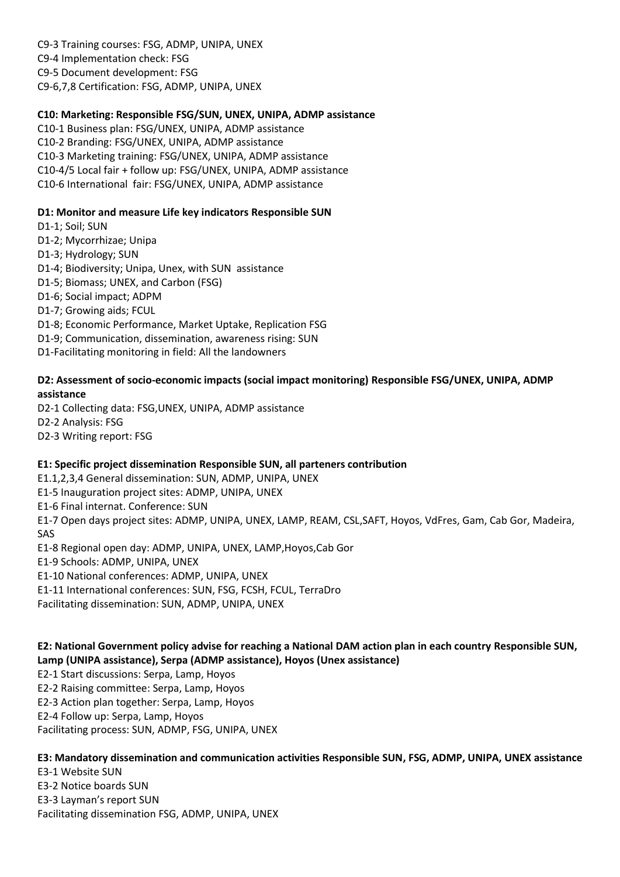C9-3 Training courses: FSG, ADMP, UNIPA, UNEX
C9-4 Implementation check: FSG
C9-5 Document development: FSG
C9-6,7,8 Certification: FSG, ADMP, UNIPA, UNEX

**C10: Marketing: Responsible FSG/SUN, UNEX, UNIPA, ADMP assistance**

C10-1 Business plan: FSG/UNEX, UNIPA, ADMP assistance
C10-2 Branding: FSG/UNEX, UNIPA, ADMP assistance
C10-3 Marketing training: FSG/UNEX, UNIPA, ADMP assistance
C10-4/5 Local fair + follow up: FSG/UNEX, UNIPA, ADMP assistance
C10-6 International fair: FSG/UNEX, UNIPA, ADMP assistance

**D1: Monitor and measure Life key indicators Responsible SUN**

D1-1; Soil; SUN
D1-2; Mycorrhizae; Unipa
D1-3; Hydrology; SUN
D1-4; Biodiversity; Unipa, Unex, with SUN assistance
D1-5; Biomass; UNEX, and Carbon (FSG)
D1-6; Social impact; ADPM
D1-7; Growing aids; FCUL
D1-8; Economic Performance, Market Uptake, Replication FSG
D1-9; Communication, dissemination, awareness rising: SUN
D1-Facilitating monitoring in field: All the landowners

**D2: Assessment of socio-economic impacts (social impact monitoring) Responsible FSG/UNEX, UNIPA, ADMP assistance**

D2-1 Collecting data: FSG,UNEX, UNIPA, ADMP assistance
D2-2 Analysis: FSG
D2-3 Writing report: FSG

**E1: Specific project dissemination Responsible SUN, all parteners contribution**

E1.1,2,3,4 General dissemination: SUN, ADMP, UNIPA, UNEX
E1-5 Inauguration project sites: ADMP, UNIPA, UNEX
E1-6 Final internat. Conference: SUN
E1-7 Open days project sites: ADMP, UNIPA, UNEX, LAMP, REAM, CSL,SAFT, Hoyos, VdFres, Gam, Cab Gor, Madeira, SAS
E1-8 Regional open day: ADMP, UNIPA, UNEX, LAMP,Hoyos,Cab Gor
E1-9 Schools: ADMP, UNIPA, UNEX
E1-10 National conferences: ADMP, UNIPA, UNEX
E1-11 International conferences: SUN, FSG, FCSH, FCUL, TerraDro
Facilitating dissemination: SUN, ADMP, UNIPA, UNEX

**E2: National Government policy advise for reaching a National DAM action plan in each country Responsible SUN, Lamp (UNIPA assistance), Serpa (ADMP assistance), Hoyos (Unex assistance)**

E2-1 Start discussions: Serpa, Lamp, Hoyos
E2-2 Raising committee: Serpa, Lamp, Hoyos
E2-3 Action plan together: Serpa, Lamp, Hoyos
E2-4 Follow up: Serpa, Lamp, Hoyos
Facilitating process: SUN, ADMP, FSG, UNIPA, UNEX

**E3: Mandatory dissemination and communication activities Responsible SUN, FSG, ADMP, UNIPA, UNEX assistance**

E3-1 Website SUN
E3-2 Notice boards SUN
E3-3 Layman's report SUN
Facilitating dissemination FSG, ADMP, UNIPA, UNEX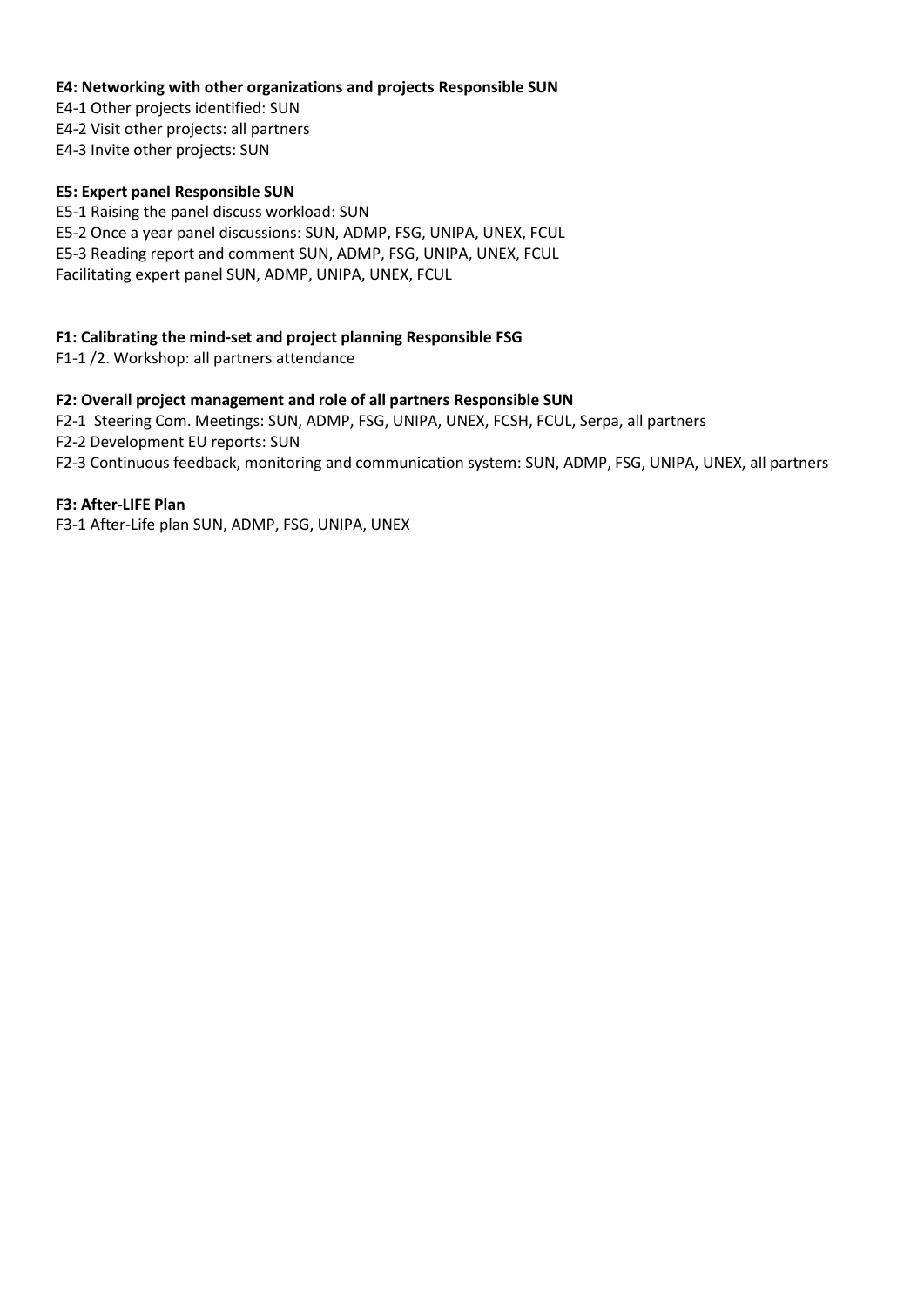**E4: Networking with other organizations and projects Responsible SUN**

E4-1 Other projects identified: SUN
E4-2 Visit other projects: all partners
E4-3 Invite other projects: SUN

**E5: Expert panel Responsible SUN**

E5-1 Raising the panel discuss workload: SUN
E5-2 Once a year panel discussions: SUN, ADMP, FSG, UNIPA, UNEX, FCUL
E5-3 Reading report and comment SUN, ADMP, FSG, UNIPA, UNEX, FCUL
Facilitating expert panel SUN, ADMP, UNIPA, UNEX, FCUL

**F1: Calibrating the mind-set and project planning Responsible FSG**

F1-1 /2. Workshop: all partners attendance

**F2: Overall project management and role of all partners Responsible SUN**

F2-1 Steering Com. Meetings: SUN, ADMP, FSG, UNIPA, UNEX, FCSH, FCUL, Serpa, all partners
F2-2 Development EU reports: SUN
F2-3 Continuous feedback, monitoring and communication system: SUN, ADMP, FSG, UNIPA, UNEX, all partners

**F3: After-LIFE Plan**

F3-1 After-Life plan SUN, ADMP, FSG, UNIPA, UNEX